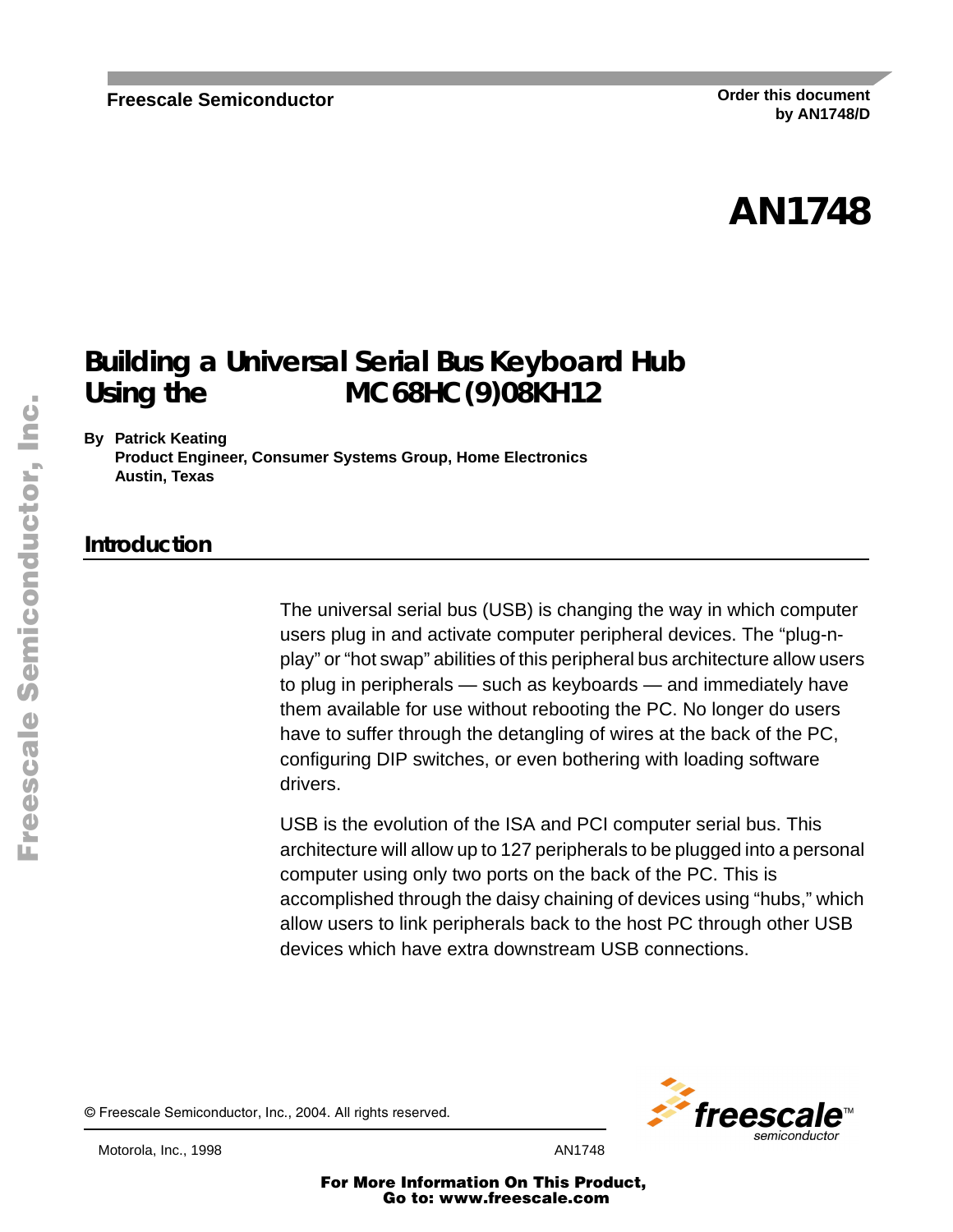Freescale Semiconductor

Order this document by AN1748/D

# AN1748

# Building a Universal Serial Bus Keyboard Hub Using the MC68HC(9)08KH12

**By Patrick Keating**
**Product Engineer, Consumer Systems Group, Home Electronics**
**Austin, Texas**

## Introduction

The universal serial bus (USB) is changing the way in which computer users plug in and activate computer peripheral devices. The "plug-n-play" or "hot swap" abilities of this peripheral bus architecture allow users to plug in peripherals — such as keyboards — and immediately have them available for use without rebooting the PC. No longer do users have to suffer through the detangling of wires at the back of the PC, configuring DIP switches, or even bothering with loading software drivers.

USB is the evolution of the ISA and PCI computer serial bus. This architecture will allow up to 127 peripherals to be plugged into a personal computer using only two ports on the back of the PC. This is accomplished through the daisy chaining of devices using "hubs," which allow users to link peripherals back to the host PC through other USB devices which have extra downstream USB connections.

© Freescale Semiconductor, Inc., 2004. All rights reserved.

Motorola, Inc., 1998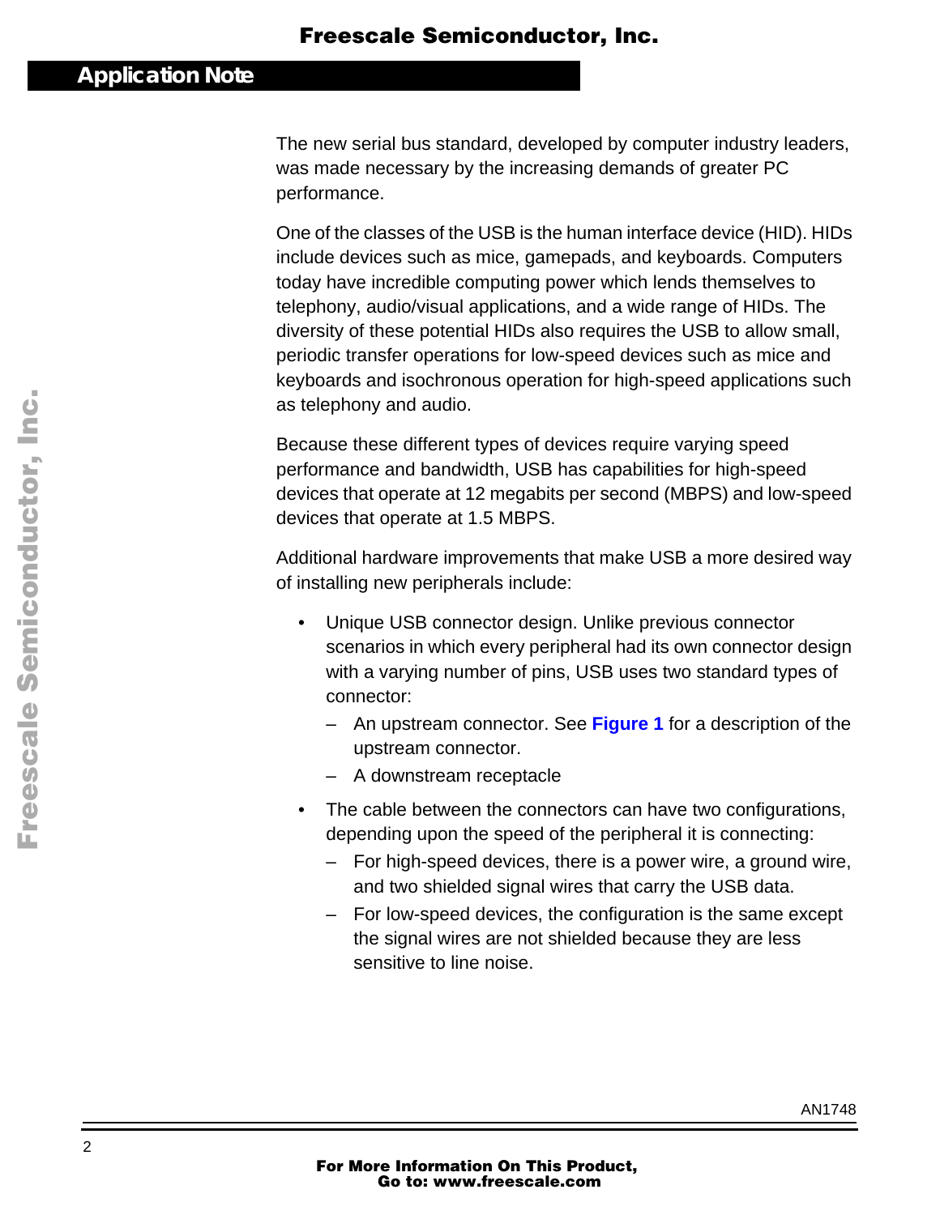The new serial bus standard, developed by computer industry leaders, was made necessary by the increasing demands of greater PC performance.

One of the classes of the USB is the human interface device (HID). HIDs include devices such as mice, gamepads, and keyboards. Computers today have incredible computing power which lends themselves to telephony, audio/visual applications, and a wide range of HIDs. The diversity of these potential HIDs also requires the USB to allow small, periodic transfer operations for low-speed devices such as mice and keyboards and isochronous operation for high-speed applications such as telephony and audio.

Because these different types of devices require varying speed performance and bandwidth, USB has capabilities for high-speed devices that operate at 12 megabits per second (MBPS) and low-speed devices that operate at 1.5 MBPS.

Additional hardware improvements that make USB a more desired way of installing new peripherals include:

- Unique USB connector design. Unlike previous connector scenarios in which every peripheral had its own connector design with a varying number of pins, USB uses two standard types of connector:
  - An upstream connector. See **Figure 1** for a description of the upstream connector.
  - A downstream receptacle
- The cable between the connectors can have two configurations, depending upon the speed of the peripheral it is connecting:
  - For high-speed devices, there is a power wire, a ground wire, and two shielded signal wires that carry the USB data.
  - For low-speed devices, the configuration is the same except the signal wires are not shielded because they are less sensitive to line noise.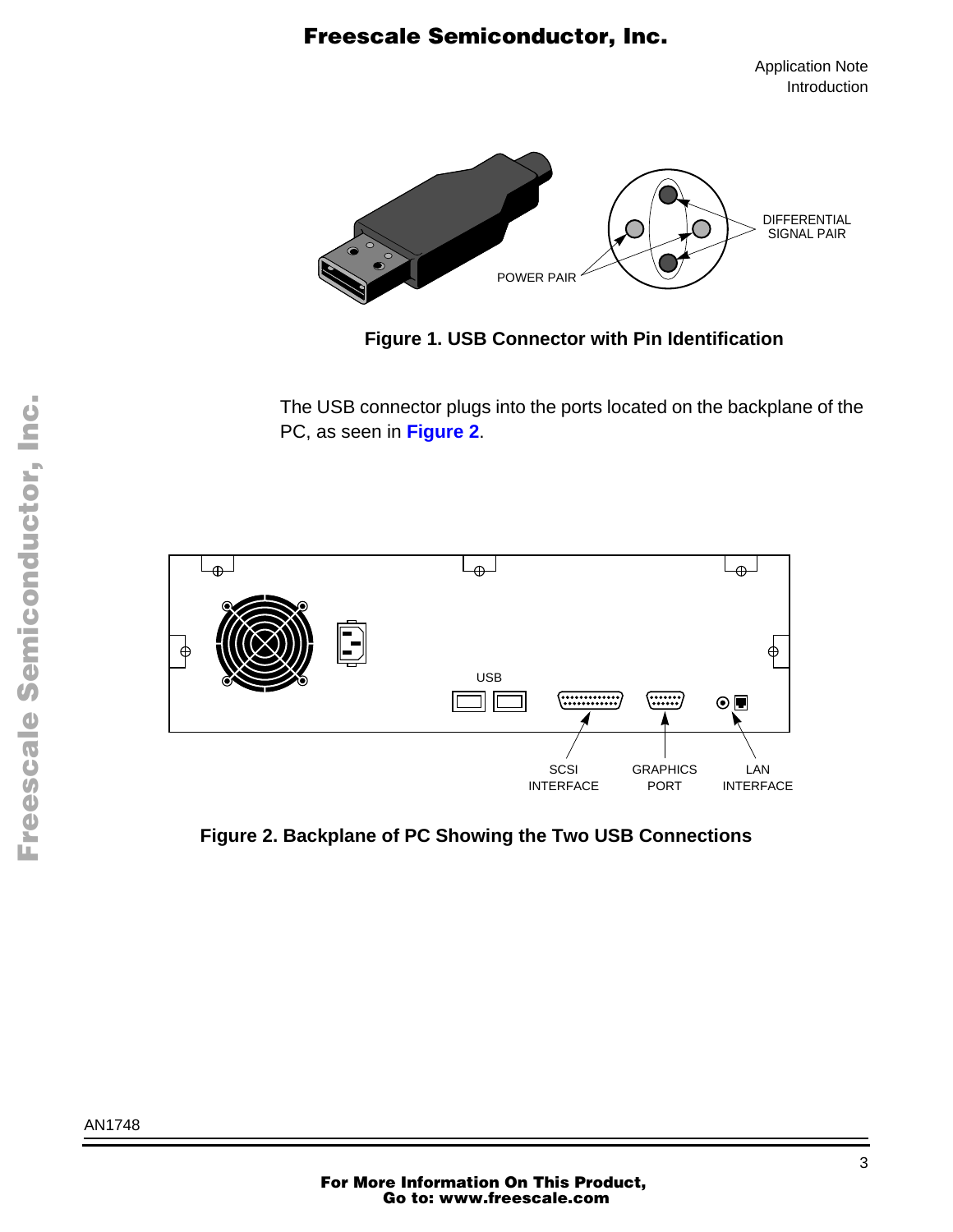Figure 1. USB Connector with Pin Identification

The USB connector plugs into the ports located on the backplane of the PC, as seen in **Figure 2**.

Figure 2. Backplane of PC Showing the Two USB Connections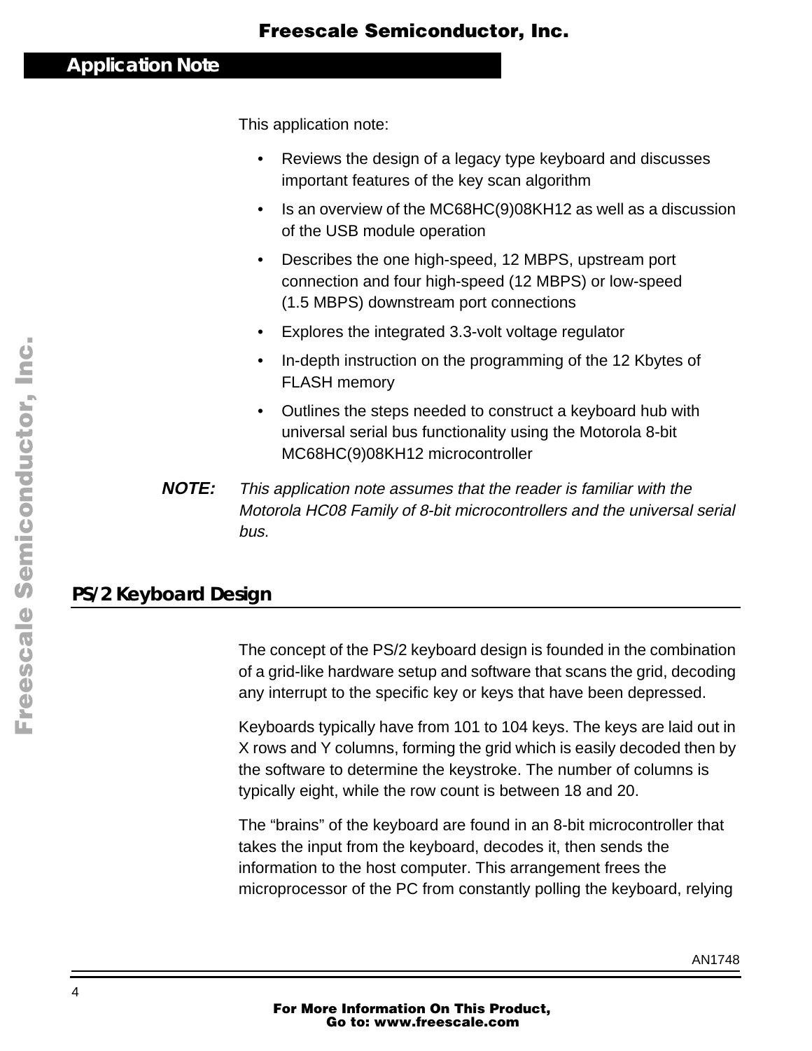This application note:

- Reviews the design of a legacy type keyboard and discusses important features of the key scan algorithm
- Is an overview of the MC68HC(9)08KH12 as well as a discussion of the USB module operation
- Describes the one high-speed, 12 MBPS, upstream port connection and four high-speed (12 MBPS) or low-speed (1.5 MBPS) downstream port connections
- Explores the integrated 3.3-volt voltage regulator
- In-depth instruction on the programming of the 12 Kbytes of FLASH memory
- Outlines the steps needed to construct a keyboard hub with universal serial bus functionality using the Motorola 8-bit MC68HC(9)08KH12 microcontroller

***NOTE:*** *This application note assumes that the reader is familiar with the Motorola HC08 Family of 8-bit microcontrollers and the universal serial bus.*

## PS/2 Keyboard Design

The concept of the PS/2 keyboard design is founded in the combination of a grid-like hardware setup and software that scans the grid, decoding any interrupt to the specific key or keys that have been depressed.

Keyboards typically have from 101 to 104 keys. The keys are laid out in X rows and Y columns, forming the grid which is easily decoded then by the software to determine the keystroke. The number of columns is typically eight, while the row count is between 18 and 20.

The "brains" of the keyboard are found in an 8-bit microcontroller that takes the input from the keyboard, decodes it, then sends the information to the host computer. This arrangement frees the microprocessor of the PC from constantly polling the keyboard, relying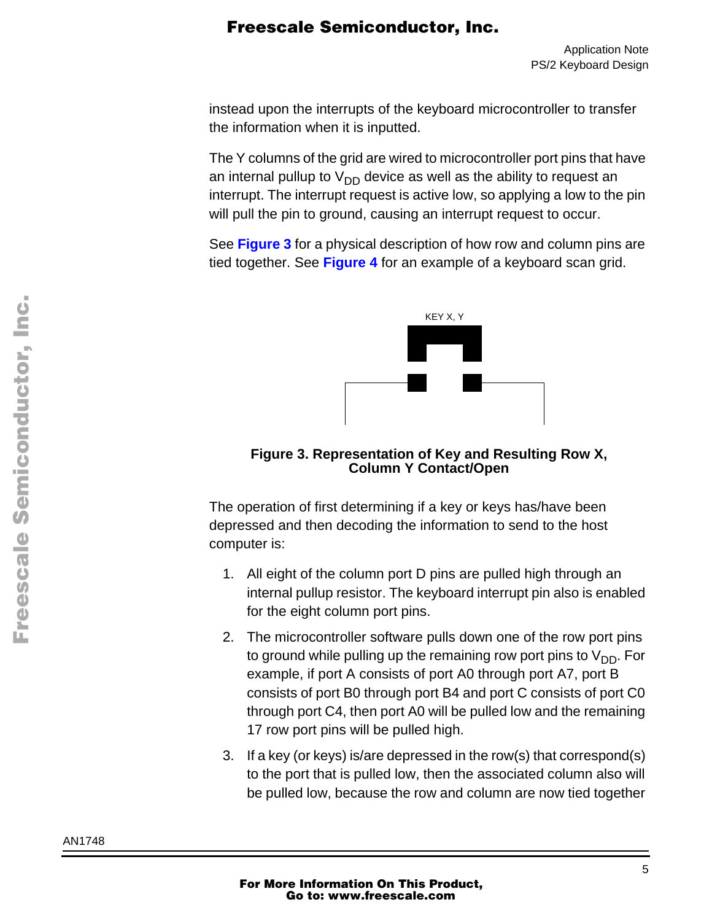instead upon the interrupts of the keyboard microcontroller to transfer the information when it is inputted.

The Y columns of the grid are wired to microcontroller port pins that have an internal pullup to $V_{DD}$ device as well as the ability to request an interrupt. The interrupt request is active low, so applying a low to the pin will pull the pin to ground, causing an interrupt request to occur.

See **Figure 3** for a physical description of how row and column pins are tied together. See **Figure 4** for an example of a keyboard scan grid.

KEY X, Y

**Figure 3. Representation of Key and Resulting Row X, Column Y Contact/Open**

The operation of first determining if a key or keys has/have been depressed and then decoding the information to send to the host computer is:

1. All eight of the column port D pins are pulled high through an internal pullup resistor. The keyboard interrupt pin also is enabled for the eight column port pins.
2. The microcontroller software pulls down one of the row port pins to ground while pulling up the remaining row port pins to $V_{DD}$. For example, if port A consists of port A0 through port A7, port B consists of port B0 through port B4 and port C consists of port C0 through port C4, then port A0 will be pulled low and the remaining 17 row port pins will be pulled high.
3. If a key (or keys) is/are depressed in the row(s) that correspond(s) to the port that is pulled low, then the associated column also will be pulled low, because the row and column are now tied together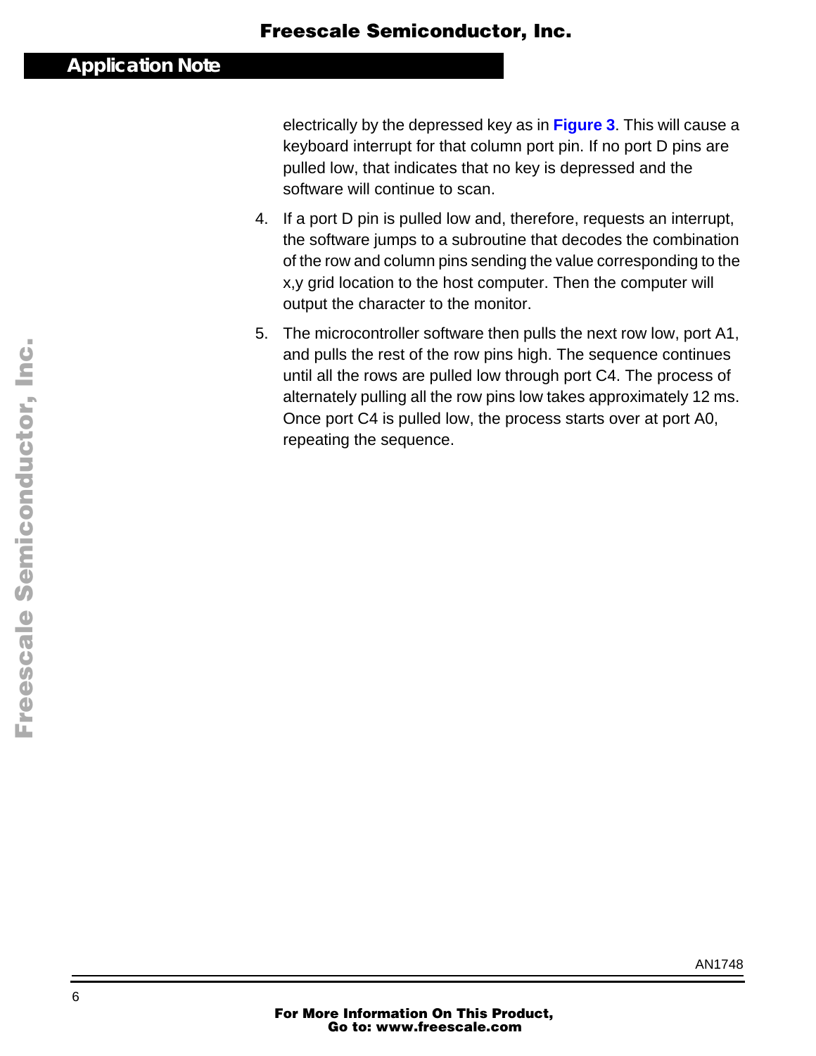electrically by the depressed key as in **Figure 3**. This will cause a keyboard interrupt for that column port pin. If no port D pins are pulled low, that indicates that no key is depressed and the software will continue to scan.

4. If a port D pin is pulled low and, therefore, requests an interrupt, the software jumps to a subroutine that decodes the combination of the row and column pins sending the value corresponding to the x,y grid location to the host computer. Then the computer will output the character to the monitor.
5. The microcontroller software then pulls the next row low, port A1, and pulls the rest of the row pins high. The sequence continues until all the rows are pulled low through port C4. The process of alternately pulling all the row pins low takes approximately 12 ms. Once port C4 is pulled low, the process starts over at port A0, repeating the sequence.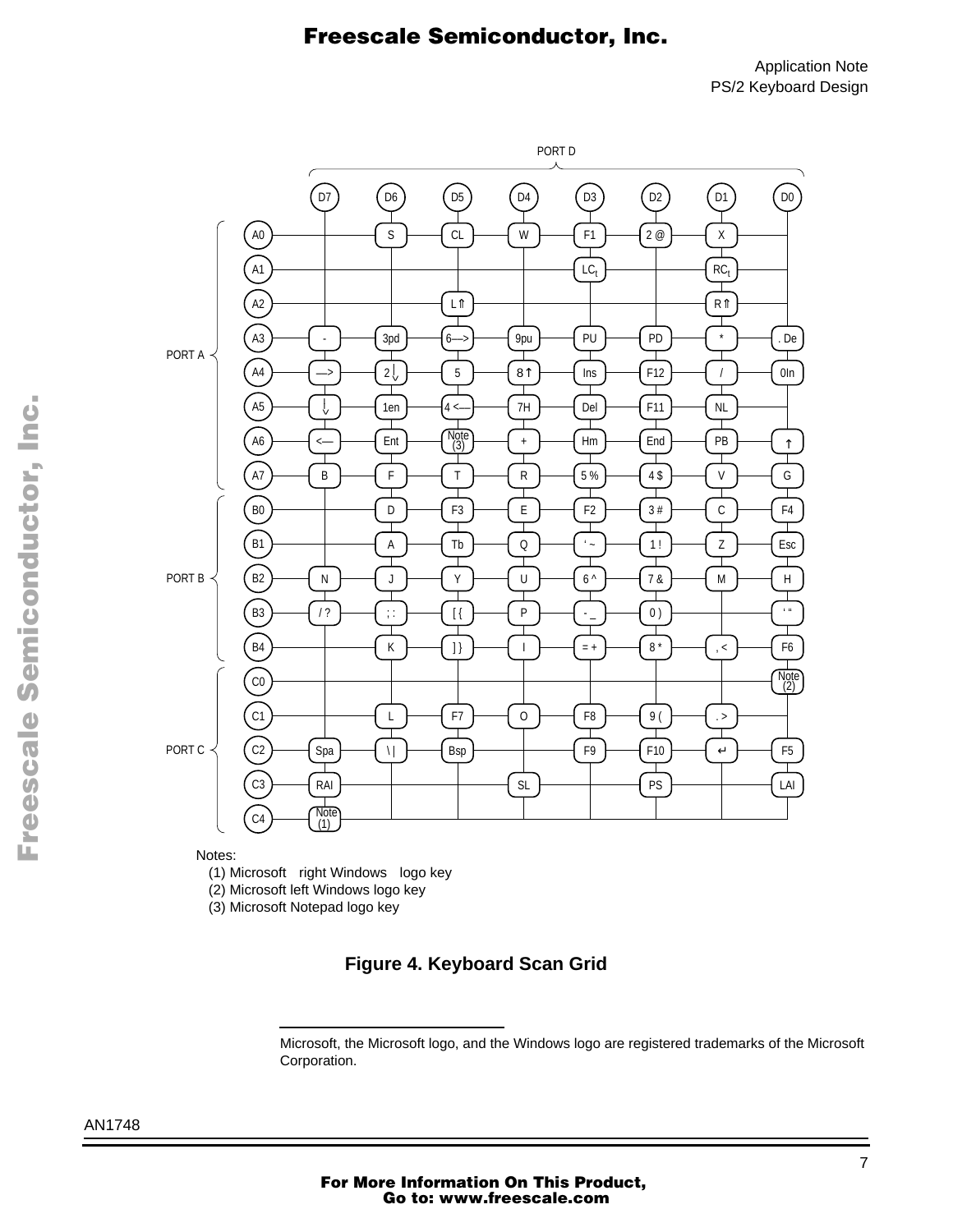PORT D

| Port | Row | D7 | D6 | D5 | D4 | D3 | D2 | D1 | D0 |
|---|---|---|---|---|---|---|---|---|---|
| PORT A | A0 | | S | CL | W | F1 | 2 @ | X | |
| | A1 | | | | | LCt | | RCt | |
| | A2 | | | L⇑ | | | | R⇑ | |
| | A3 | - | 3pd | 6—> | 9pu | PU | PD | * | . De |
| | A4 | —> | 2↓ | 5 | 8↑ | Ins | F12 | / | 0In |
| | A5 | ↓ | 1en | 4 <— | 7H | Del | F11 | NL | |
| | A6 | <— | Ent | Note (3) | + | Hm | End | PB | ↑ |
| | A7 | B | F | T | R | 5 % | 4 $ | V | G |
| PORT B | B0 | | D | F3 | E | F2 | 3 # | C | F4 |
| | B1 | | A | Tb | Q | ' ~ | 1 ! | Z | Esc |
| | B2 | N | J | Y | U | 6 ^ | 7 & | M | H |
| | B3 | / ? | ; : | [ { | P | - _ | 0 ) | | ' " |
| | B4 | | K | ] } | I | = + | 8 * | , < | F6 |
| PORT C | C0 | | | | | | | | Note (2) |
| | C1 | | L | F7 | O | F8 | 9 ( | . > | |
| | C2 | Spa | \ \| | Bsp | | F9 | F10 | ↵ | F5 |
| | C3 | RAl | | | SL | | PS | | LAl |
| | C4 | Note (1) | | | | | | | |

Notes:

(1) Microsoft right Windows logo key
(2) Microsoft left Windows logo key
(3) Microsoft Notepad logo key

**Figure 4. Keyboard Scan Grid**

---

Microsoft, the Microsoft logo, and the Windows logo are registered trademarks of the Microsoft Corporation.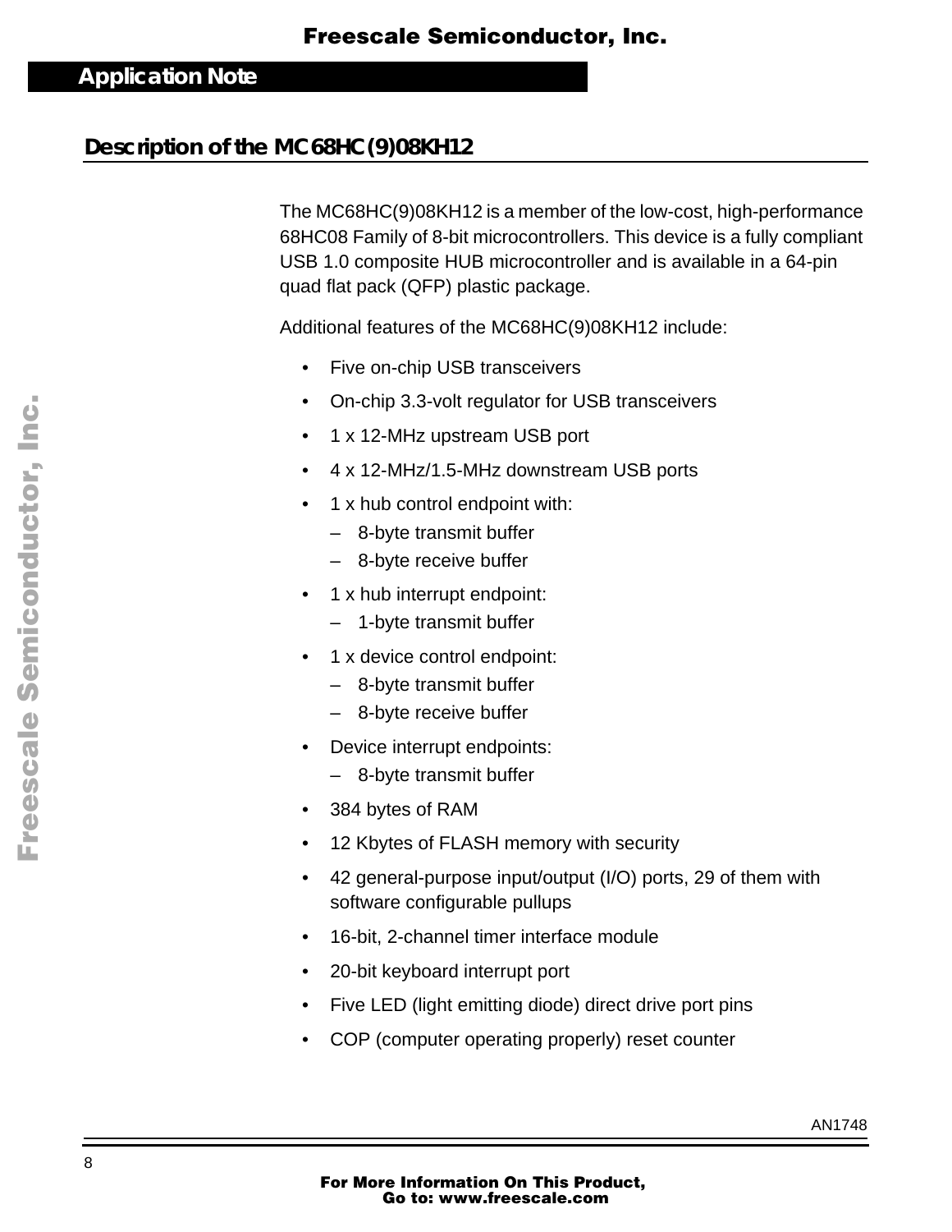## Description of the MC68HC(9)08KH12

The MC68HC(9)08KH12 is a member of the low-cost, high-performance 68HC08 Family of 8-bit microcontrollers. This device is a fully compliant USB 1.0 composite HUB microcontroller and is available in a 64-pin quad flat pack (QFP) plastic package.

Additional features of the MC68HC(9)08KH12 include:

- Five on-chip USB transceivers
- On-chip 3.3-volt regulator for USB transceivers
- 1 x 12-MHz upstream USB port
- 4 x 12-MHz/1.5-MHz downstream USB ports
- 1 x hub control endpoint with:
  - 8-byte transmit buffer
  - 8-byte receive buffer
- 1 x hub interrupt endpoint:
  - 1-byte transmit buffer
- 1 x device control endpoint:
  - 8-byte transmit buffer
  - 8-byte receive buffer
- Device interrupt endpoints:
  - 8-byte transmit buffer
- 384 bytes of RAM
- 12 Kbytes of FLASH memory with security
- 42 general-purpose input/output (I/O) ports, 29 of them with software configurable pullups
- 16-bit, 2-channel timer interface module
- 20-bit keyboard interrupt port
- Five LED (light emitting diode) direct drive port pins
- COP (computer operating properly) reset counter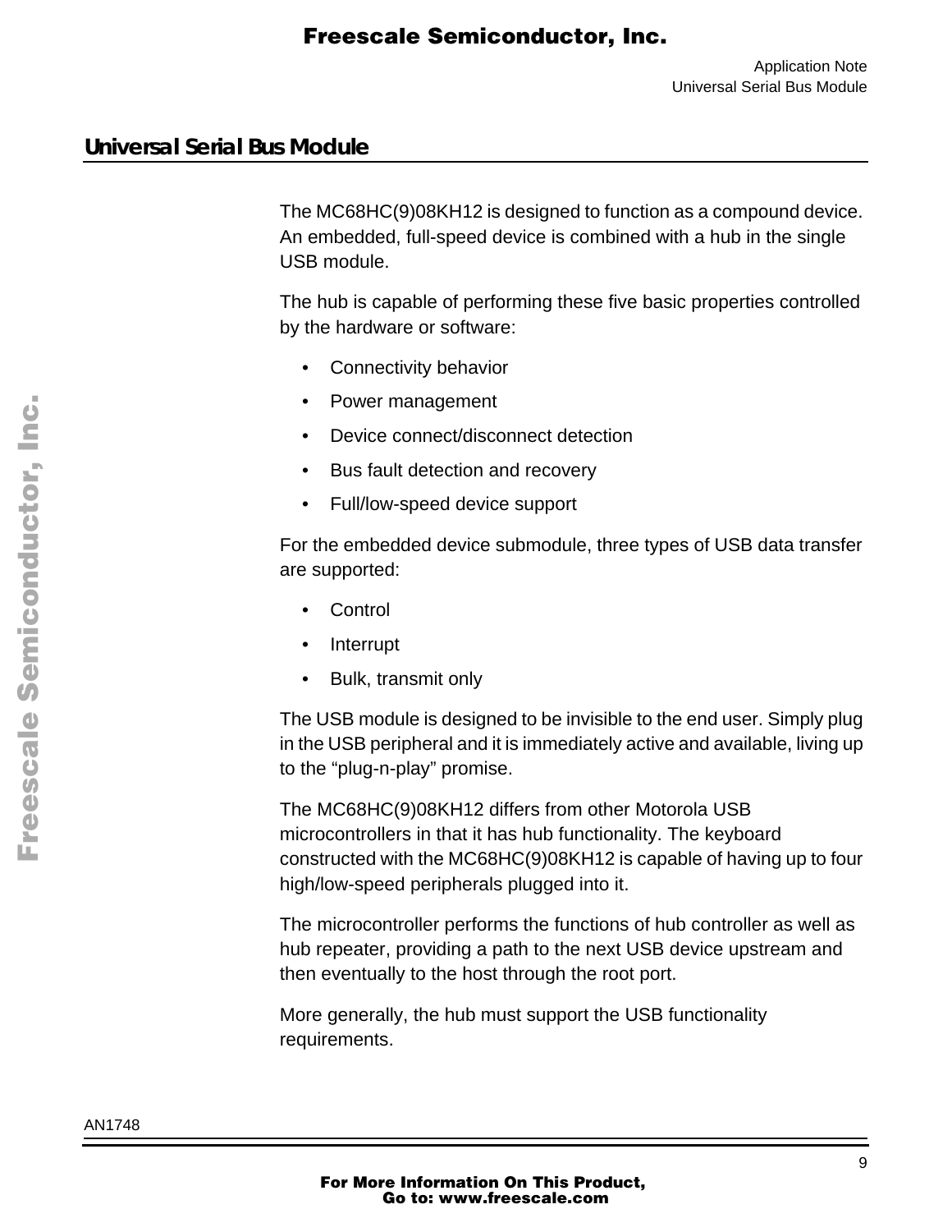## Universal Serial Bus Module

The MC68HC(9)08KH12 is designed to function as a compound device. An embedded, full-speed device is combined with a hub in the single USB module.

The hub is capable of performing these five basic properties controlled by the hardware or software:

- Connectivity behavior
- Power management
- Device connect/disconnect detection
- Bus fault detection and recovery
- Full/low-speed device support

For the embedded device submodule, three types of USB data transfer are supported:

- Control
- Interrupt
- Bulk, transmit only

The USB module is designed to be invisible to the end user. Simply plug in the USB peripheral and it is immediately active and available, living up to the "plug-n-play" promise.

The MC68HC(9)08KH12 differs from other Motorola USB microcontrollers in that it has hub functionality. The keyboard constructed with the MC68HC(9)08KH12 is capable of having up to four high/low-speed peripherals plugged into it.

The microcontroller performs the functions of hub controller as well as hub repeater, providing a path to the next USB device upstream and then eventually to the host through the root port.

More generally, the hub must support the USB functionality requirements.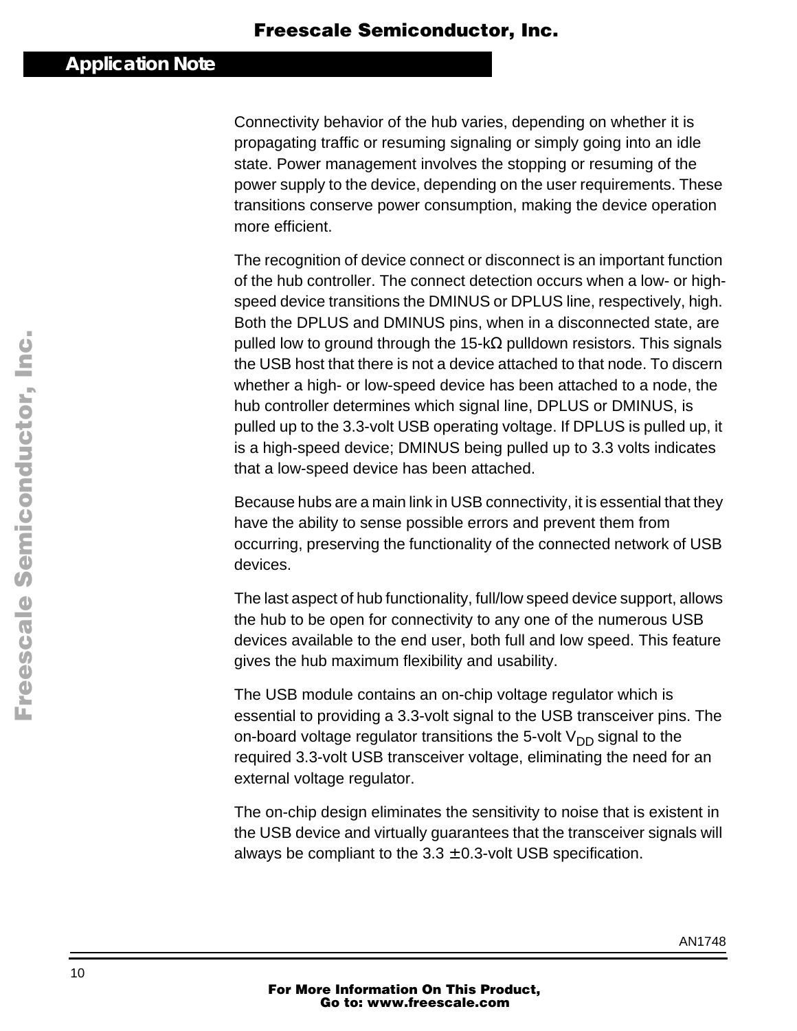Connectivity behavior of the hub varies, depending on whether it is propagating traffic or resuming signaling or simply going into an idle state. Power management involves the stopping or resuming of the power supply to the device, depending on the user requirements. These transitions conserve power consumption, making the device operation more efficient.

The recognition of device connect or disconnect is an important function of the hub controller. The connect detection occurs when a low- or high-speed device transitions the DMINUS or DPLUS line, respectively, high. Both the DPLUS and DMINUS pins, when in a disconnected state, are pulled low to ground through the 15-kΩ pulldown resistors. This signals the USB host that there is not a device attached to that node. To discern whether a high- or low-speed device has been attached to a node, the hub controller determines which signal line, DPLUS or DMINUS, is pulled up to the 3.3-volt USB operating voltage. If DPLUS is pulled up, it is a high-speed device; DMINUS being pulled up to 3.3 volts indicates that a low-speed device has been attached.

Because hubs are a main link in USB connectivity, it is essential that they have the ability to sense possible errors and prevent them from occurring, preserving the functionality of the connected network of USB devices.

The last aspect of hub functionality, full/low speed device support, allows the hub to be open for connectivity to any one of the numerous USB devices available to the end user, both full and low speed. This feature gives the hub maximum flexibility and usability.

The USB module contains an on-chip voltage regulator which is essential to providing a 3.3-volt signal to the USB transceiver pins. The on-board voltage regulator transitions the 5-volt $V_{DD}$ signal to the required 3.3-volt USB transceiver voltage, eliminating the need for an external voltage regulator.

The on-chip design eliminates the sensitivity to noise that is existent in the USB device and virtually guarantees that the transceiver signals will always be compliant to the 3.3 ± 0.3-volt USB specification.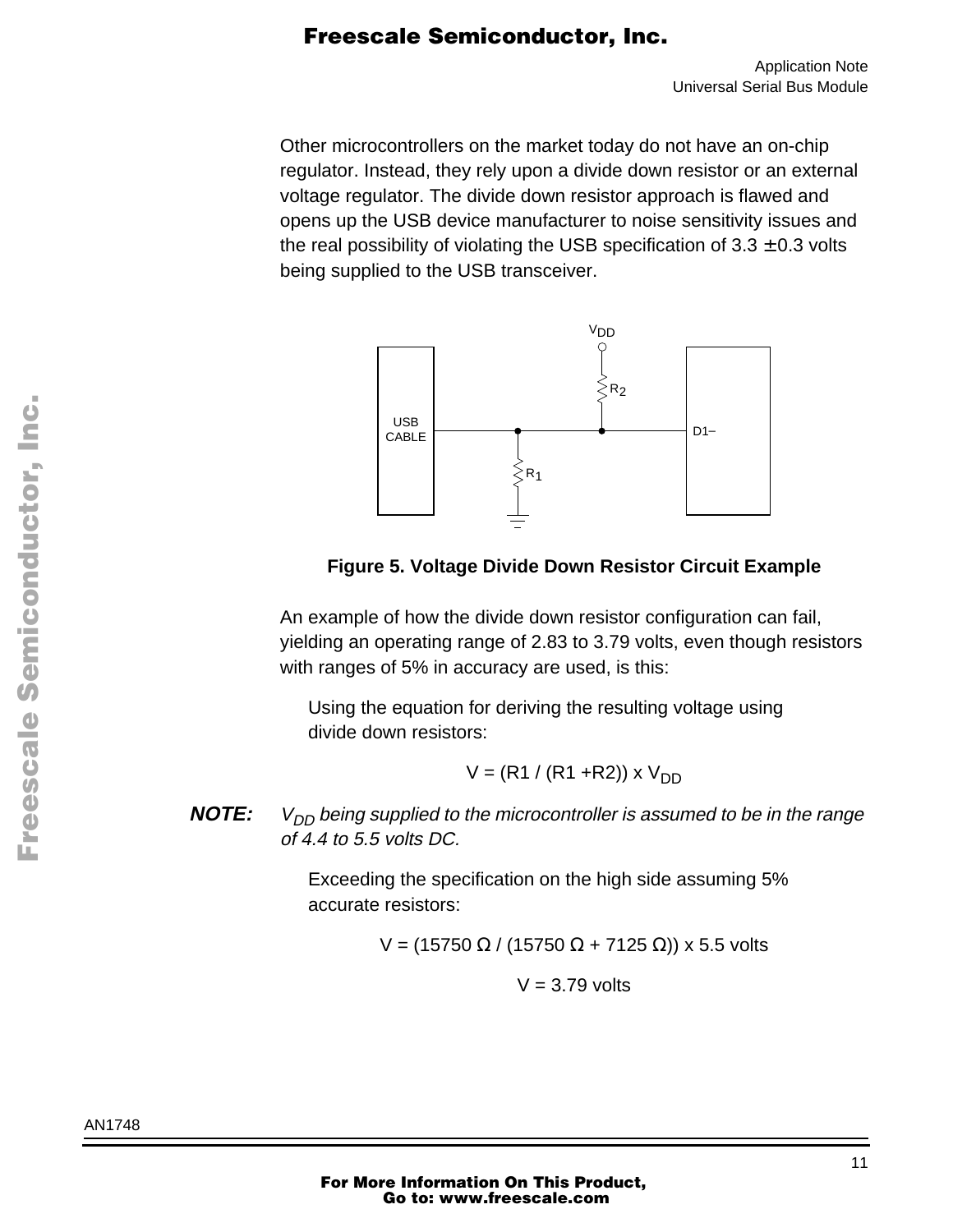Other microcontrollers on the market today do not have an on-chip regulator. Instead, they rely upon a divide down resistor or an external voltage regulator. The divide down resistor approach is flawed and opens up the USB device manufacturer to noise sensitivity issues and the real possibility of violating the USB specification of 3.3 ±0.3 volts being supplied to the USB transceiver.

**Figure 5. Voltage Divide Down Resistor Circuit Example**

An example of how the divide down resistor configuration can fail, yielding an operating range of 2.83 to 3.79 volts, even though resistors with ranges of 5% in accuracy are used, is this:

Using the equation for deriving the resulting voltage using divide down resistors:

$$V = (R1 / (R1 + R2)) \times V_{DD}$$

***NOTE:*** *$V_{DD}$ being supplied to the microcontroller is assumed to be in the range of 4.4 to 5.5 volts DC.*

Exceeding the specification on the high side assuming 5% accurate resistors:

$$V = (15750\ \Omega / (15750\ \Omega + 7125\ \Omega)) \times 5.5 \text{ volts}$$

$$V = 3.79 \text{ volts}$$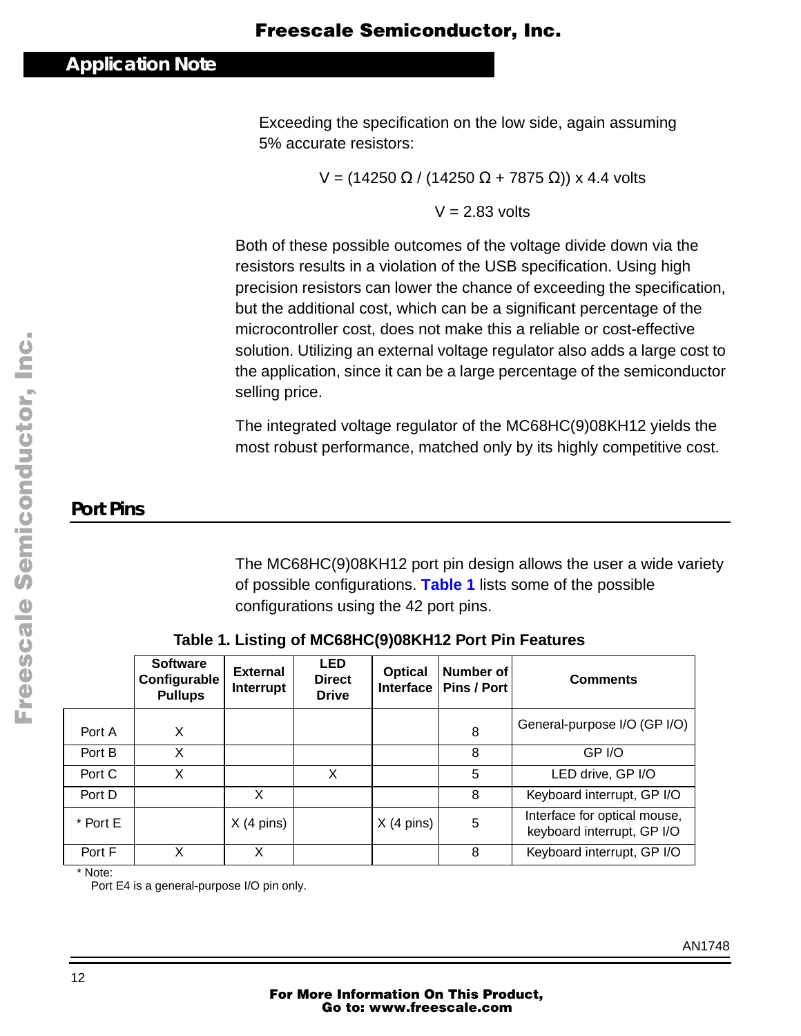Exceeding the specification on the low side, again assuming 5% accurate resistors:

$$V = (14250\ \Omega / (14250\ \Omega + 7875\ \Omega)) \times 4.4 \text{ volts}$$

$$V = 2.83 \text{ volts}$$

Both of these possible outcomes of the voltage divide down via the resistors results in a violation of the USB specification. Using high precision resistors can lower the chance of exceeding the specification, but the additional cost, which can be a significant percentage of the microcontroller cost, does not make this a reliable or cost-effective solution. Utilizing an external voltage regulator also adds a large cost to the application, since it can be a large percentage of the semiconductor selling price.

The integrated voltage regulator of the MC68HC(9)08KH12 yields the most robust performance, matched only by its highly competitive cost.

## Port Pins

The MC68HC(9)08KH12 port pin design allows the user a wide variety of possible configurations. **Table 1** lists some of the possible configurations using the 42 port pins.

**Table 1. Listing of MC68HC(9)08KH12 Port Pin Features**

| | Software Configurable Pullups | External Interrupt | LED Direct Drive | Optical Interface | Number of Pins / Port | Comments |
|---|---|---|---|---|---|---|
| Port A | X | | | | 8 | General-purpose I/O (GP I/O) |
| Port B | X | | | | 8 | GP I/O |
| Port C | X | | X | | 5 | LED drive, GP I/O |
| Port D | | X | | | 8 | Keyboard interrupt, GP I/O |
| * Port E | | X (4 pins) | | X (4 pins) | 5 | Interface for optical mouse, keyboard interrupt, GP I/O |
| Port F | X | X | | | 8 | Keyboard interrupt, GP I/O |

\* Note:
Port E4 is a general-purpose I/O pin only.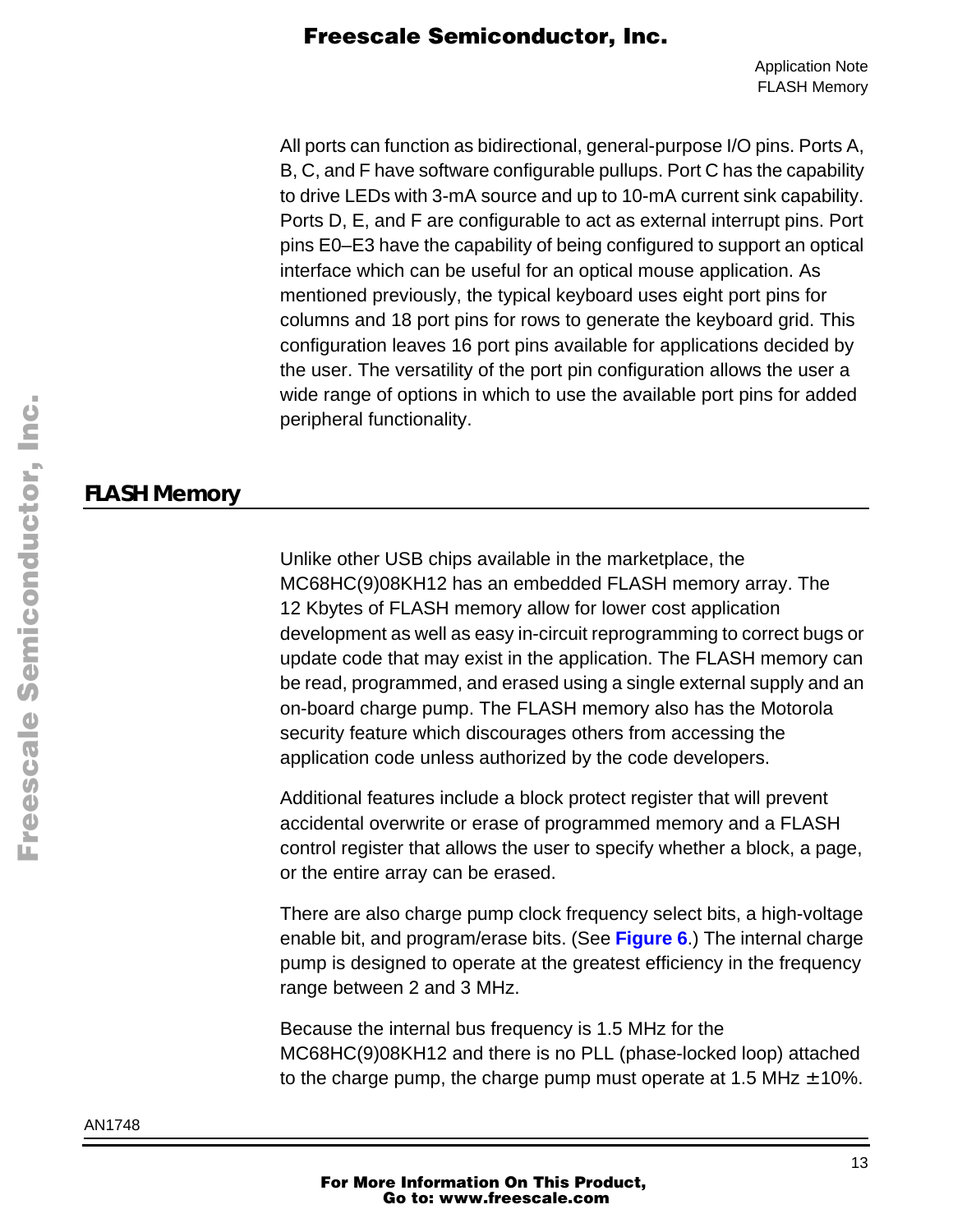All ports can function as bidirectional, general-purpose I/O pins. Ports A, B, C, and F have software configurable pullups. Port C has the capability to drive LEDs with 3-mA source and up to 10-mA current sink capability. Ports D, E, and F are configurable to act as external interrupt pins. Port pins E0–E3 have the capability of being configured to support an optical interface which can be useful for an optical mouse application. As mentioned previously, the typical keyboard uses eight port pins for columns and 18 port pins for rows to generate the keyboard grid. This configuration leaves 16 port pins available for applications decided by the user. The versatility of the port pin configuration allows the user a wide range of options in which to use the available port pins for added peripheral functionality.

## FLASH Memory

Unlike other USB chips available in the marketplace, the MC68HC(9)08KH12 has an embedded FLASH memory array. The 12 Kbytes of FLASH memory allow for lower cost application development as well as easy in-circuit reprogramming to correct bugs or update code that may exist in the application. The FLASH memory can be read, programmed, and erased using a single external supply and an on-board charge pump. The FLASH memory also has the Motorola security feature which discourages others from accessing the application code unless authorized by the code developers.

Additional features include a block protect register that will prevent accidental overwrite or erase of programmed memory and a FLASH control register that allows the user to specify whether a block, a page, or the entire array can be erased.

There are also charge pump clock frequency select bits, a high-voltage enable bit, and program/erase bits. (See **Figure 6**.) The internal charge pump is designed to operate at the greatest efficiency in the frequency range between 2 and 3 MHz.

Because the internal bus frequency is 1.5 MHz for the MC68HC(9)08KH12 and there is no PLL (phase-locked loop) attached to the charge pump, the charge pump must operate at 1.5 MHz ± 10%.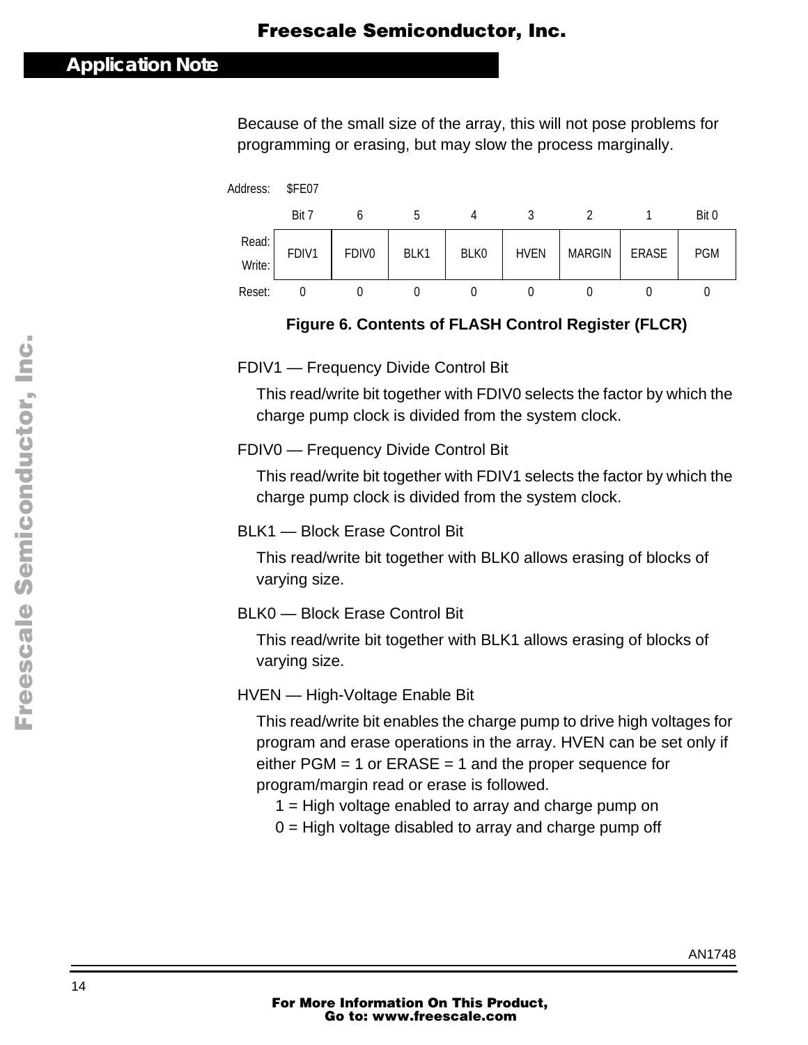Because of the small size of the array, this will not pose problems for programming or erasing, but may slow the process marginally.

Address: $FE07

| | Bit 7 | 6 | 5 | 4 | 3 | 2 | 1 | Bit 0 |
|---|---|---|---|---|---|---|---|---|
| Read:/Write: | FDIV1 | FDIV0 | BLK1 | BLK0 | HVEN | MARGIN | ERASE | PGM |
| Reset: | 0 | 0 | 0 | 0 | 0 | 0 | 0 | 0 |

**Figure 6. Contents of FLASH Control Register (FLCR)**

FDIV1 — Frequency Divide Control Bit

This read/write bit together with FDIV0 selects the factor by which the charge pump clock is divided from the system clock.

FDIV0 — Frequency Divide Control Bit

This read/write bit together with FDIV1 selects the factor by which the charge pump clock is divided from the system clock.

BLK1 — Block Erase Control Bit

This read/write bit together with BLK0 allows erasing of blocks of varying size.

BLK0 — Block Erase Control Bit

This read/write bit together with BLK1 allows erasing of blocks of varying size.

HVEN — High-Voltage Enable Bit

This read/write bit enables the charge pump to drive high voltages for program and erase operations in the array. HVEN can be set only if either PGM = 1 or ERASE = 1 and the proper sequence for program/margin read or erase is followed.

1 = High voltage enabled to array and charge pump on
0 = High voltage disabled to array and charge pump off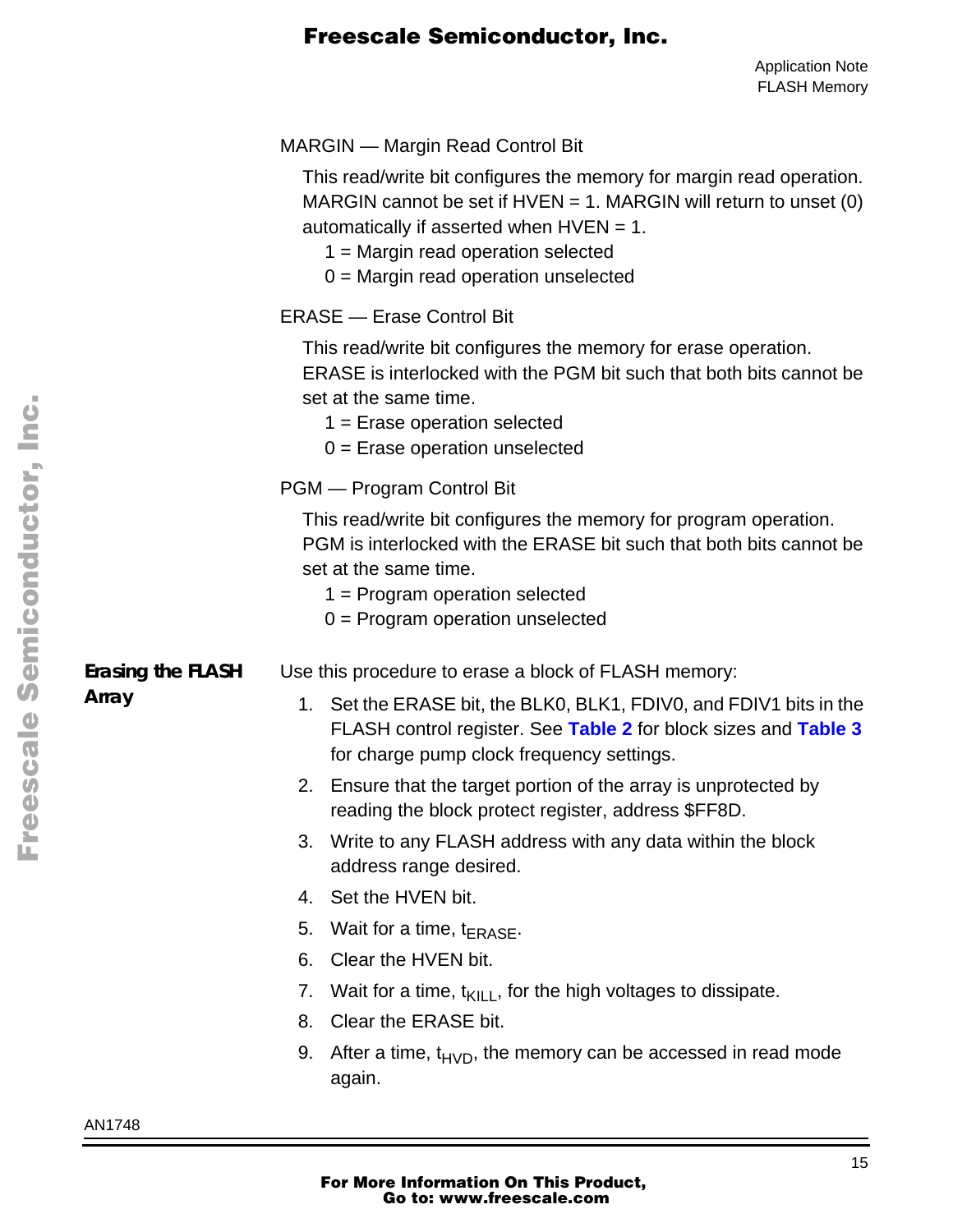MARGIN — Margin Read Control Bit

This read/write bit configures the memory for margin read operation. MARGIN cannot be set if HVEN = 1. MARGIN will return to unset (0) automatically if asserted when HVEN = 1.

1 = Margin read operation selected
0 = Margin read operation unselected

ERASE — Erase Control Bit

This read/write bit configures the memory for erase operation. ERASE is interlocked with the PGM bit such that both bits cannot be set at the same time.

1 = Erase operation selected
0 = Erase operation unselected

PGM — Program Control Bit

This read/write bit configures the memory for program operation. PGM is interlocked with the ERASE bit such that both bits cannot be set at the same time.

1 = Program operation selected
0 = Program operation unselected

### Erasing the FLASH Array

Use this procedure to erase a block of FLASH memory:

1. Set the ERASE bit, the BLK0, BLK1, FDIV0, and FDIV1 bits in the FLASH control register. See **Table 2** for block sizes and **Table 3** for charge pump clock frequency settings.
2. Ensure that the target portion of the array is unprotected by reading the block protect register, address $FF8D.
3. Write to any FLASH address with any data within the block address range desired.
4. Set the HVEN bit.
5. Wait for a time, $t_{ERASE}$.
6. Clear the HVEN bit.
7. Wait for a time, $t_{KILL}$, for the high voltages to dissipate.
8. Clear the ERASE bit.
9. After a time, $t_{HVD}$, the memory can be accessed in read mode again.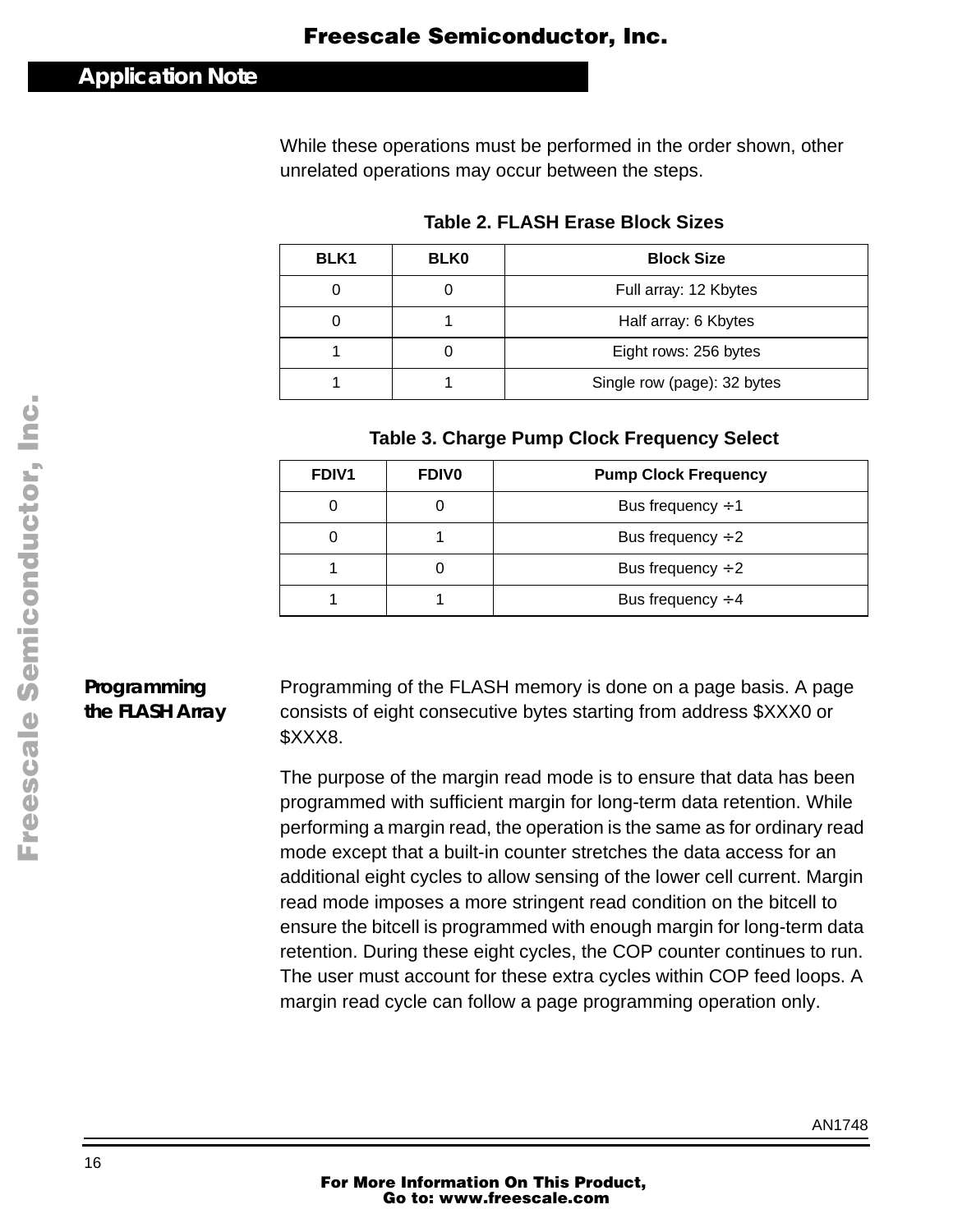While these operations must be performed in the order shown, other unrelated operations may occur between the steps.

**Table 2. FLASH Erase Block Sizes**

| BLK1 | BLK0 | Block Size |
|---|---|---|
| 0 | 0 | Full array: 12 Kbytes |
| 0 | 1 | Half array: 6 Kbytes |
| 1 | 0 | Eight rows: 256 bytes |
| 1 | 1 | Single row (page): 32 bytes |

**Table 3. Charge Pump Clock Frequency Select**

| FDIV1 | FDIV0 | Pump Clock Frequency |
|---|---|---|
| 0 | 0 | Bus frequency ÷1 |
| 0 | 1 | Bus frequency ÷2 |
| 1 | 0 | Bus frequency ÷2 |
| 1 | 1 | Bus frequency ÷4 |

### Programming the FLASH Array

Programming of the FLASH memory is done on a page basis. A page consists of eight consecutive bytes starting from address $XXX0 or $XXX8.

The purpose of the margin read mode is to ensure that data has been programmed with sufficient margin for long-term data retention. While performing a margin read, the operation is the same as for ordinary read mode except that a built-in counter stretches the data access for an additional eight cycles to allow sensing of the lower cell current. Margin read mode imposes a more stringent read condition on the bitcell to ensure the bitcell is programmed with enough margin for long-term data retention. During these eight cycles, the COP counter continues to run. The user must account for these extra cycles within COP feed loops. A margin read cycle can follow a page programming operation only.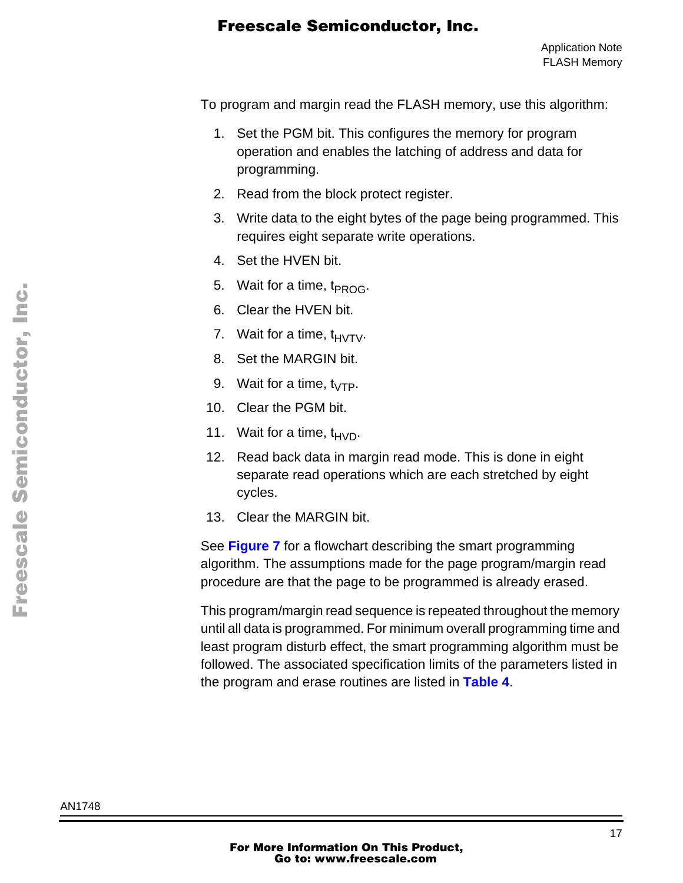To program and margin read the FLASH memory, use this algorithm:

1. Set the PGM bit. This configures the memory for program operation and enables the latching of address and data for programming.
2. Read from the block protect register.
3. Write data to the eight bytes of the page being programmed. This requires eight separate write operations.
4. Set the HVEN bit.
5. Wait for a time, $t_{PROG}$.
6. Clear the HVEN bit.
7. Wait for a time, $t_{HVTV}$.
8. Set the MARGIN bit.
9. Wait for a time, $t_{VTP}$.
10. Clear the PGM bit.
11. Wait for a time, $t_{HVD}$.
12. Read back data in margin read mode. This is done in eight separate read operations which are each stretched by eight cycles.
13. Clear the MARGIN bit.

See **Figure 7** for a flowchart describing the smart programming algorithm. The assumptions made for the page program/margin read procedure are that the page to be programmed is already erased.

This program/margin read sequence is repeated throughout the memory until all data is programmed. For minimum overall programming time and least program disturb effect, the smart programming algorithm must be followed. The associated specification limits of the parameters listed in the program and erase routines are listed in **Table 4**.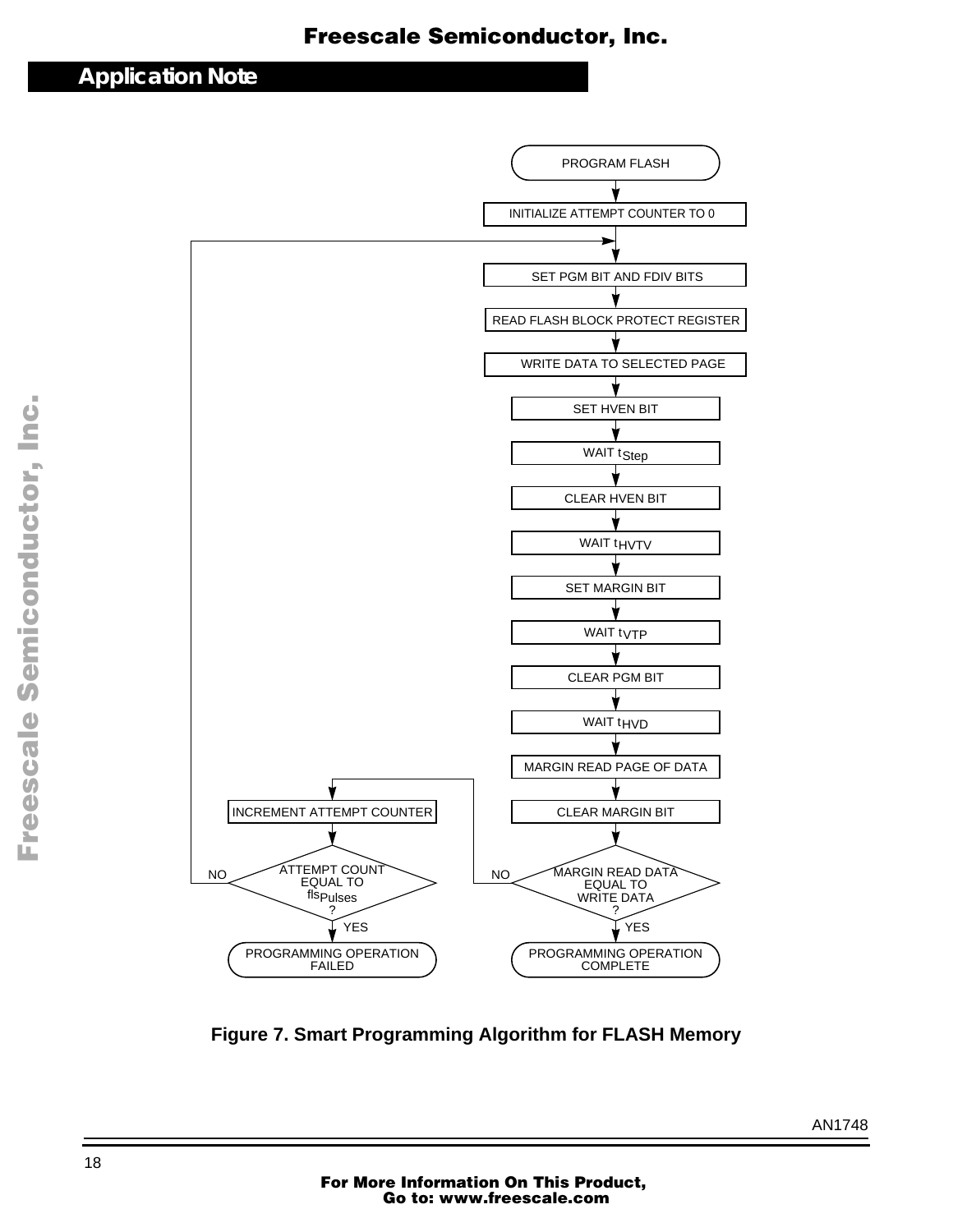PROGRAM FLASH

INITIALIZE ATTEMPT COUNTER TO 0

SET PGM BIT AND FDIV BITS

READ FLASH BLOCK PROTECT REGISTER

WRITE DATA TO SELECTED PAGE

SET HVEN BIT

WAIT $t_{Step}$

CLEAR HVEN BIT

WAIT $t_{HVTV}$

SET MARGIN BIT

WAIT $t_{VTP}$

CLEAR PGM BIT

WAIT $t_{HVD}$

MARGIN READ PAGE OF DATA

CLEAR MARGIN BIT

MARGIN READ DATA EQUAL TO WRITE DATA ?

- YES: PROGRAMMING OPERATION COMPLETE
- NO: INCREMENT ATTEMPT COUNTER

ATTEMPT COUNT EQUAL TO $fls_{Pulses}$ ?

- YES: PROGRAMMING OPERATION FAILED
- NO: (return to SET PGM BIT AND FDIV BITS)

**Figure 7. Smart Programming Algorithm for FLASH Memory**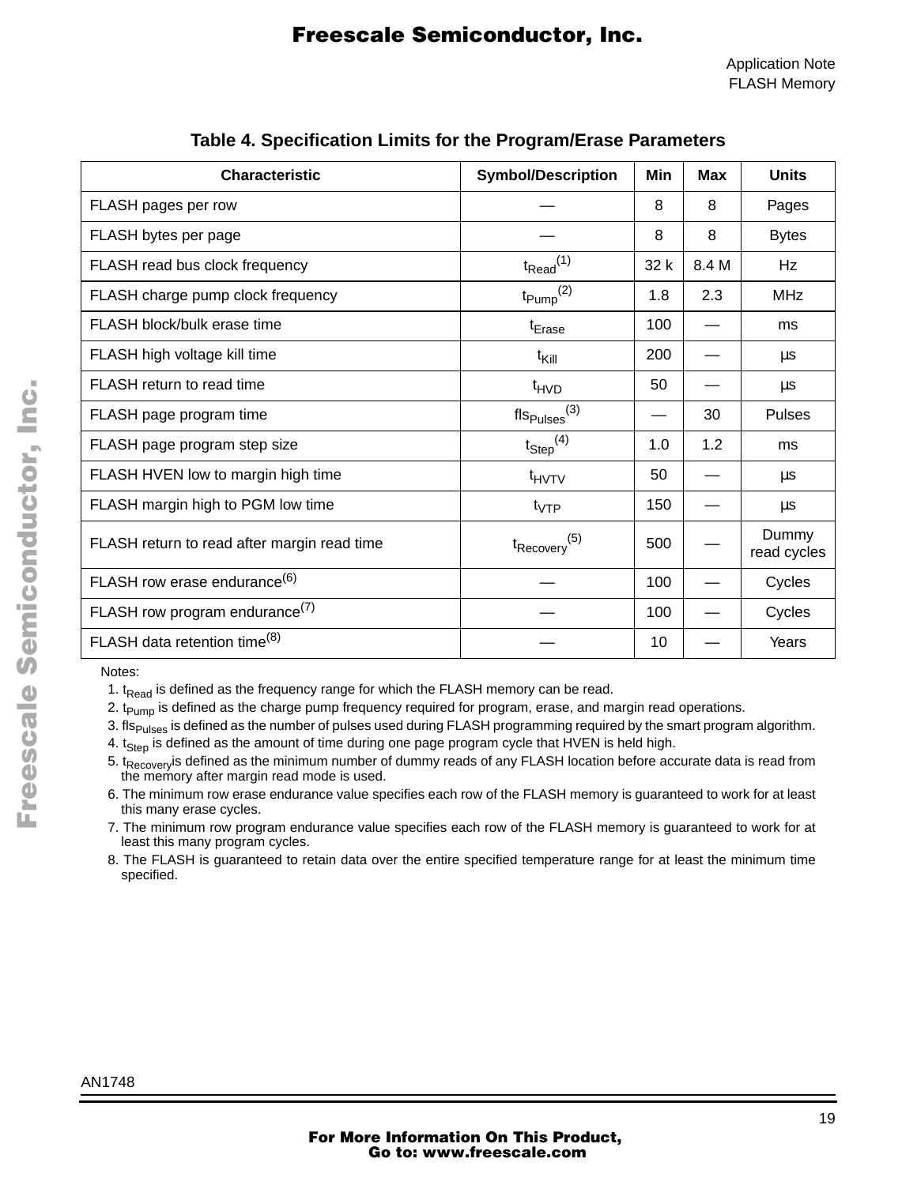**Table 4. Specification Limits for the Program/Erase Parameters**

| Characteristic | Symbol/Description | Min | Max | Units |
|---|---|---|---|---|
| FLASH pages per row | — | 8 | 8 | Pages |
| FLASH bytes per page | — | 8 | 8 | Bytes |
| FLASH read bus clock frequency | $t_{Read}$[1] | 32 k | 8.4 M | Hz |
| FLASH charge pump clock frequency | $t_{Pump}$[2] | 1.8 | 2.3 | MHz |
| FLASH block/bulk erase time | $t_{Erase}$ | 100 | — | ms |
| FLASH high voltage kill time | $t_{Kill}$ | 200 | — | µs |
| FLASH return to read time | $t_{HVD}$ | 50 | — | µs |
| FLASH page program time | $fls_{Pulses}$[3] | — | 30 | Pulses |
| FLASH page program step size | $t_{Step}$[4] | 1.0 | 1.2 | ms |
| FLASH HVEN low to margin high time | $t_{HVTV}$ | 50 | — | µs |
| FLASH margin high to PGM low time | $t_{VTP}$ | 150 | — | µs |
| FLASH return to read after margin read time | $t_{Recovery}$[5] | 500 | — | Dummy read cycles |
| FLASH row erase endurance[6] | — | 100 | — | Cycles |
| FLASH row program endurance[7] | — | 100 | — | Cycles |
| FLASH data retention time[8] | — | 10 | — | Years |

Notes:

1. $t_{Read}$ is defined as the frequency range for which the FLASH memory can be read.
2. $t_{Pump}$ is defined as the charge pump frequency required for program, erase, and margin read operations.
3. $fls_{Pulses}$ is defined as the number of pulses used during FLASH programming required by the smart program algorithm.
4. $t_{Step}$ is defined as the amount of time during one page program cycle that HVEN is held high.
5. $t_{Recovery}$is defined as the minimum number of dummy reads of any FLASH location before accurate data is read from the memory after margin read mode is used.
6. The minimum row erase endurance value specifies each row of the FLASH memory is guaranteed to work for at least this many erase cycles.
7. The minimum row program endurance value specifies each row of the FLASH memory is guaranteed to work for at least this many program cycles.
8. The FLASH is guaranteed to retain data over the entire specified temperature range for at least the minimum time specified.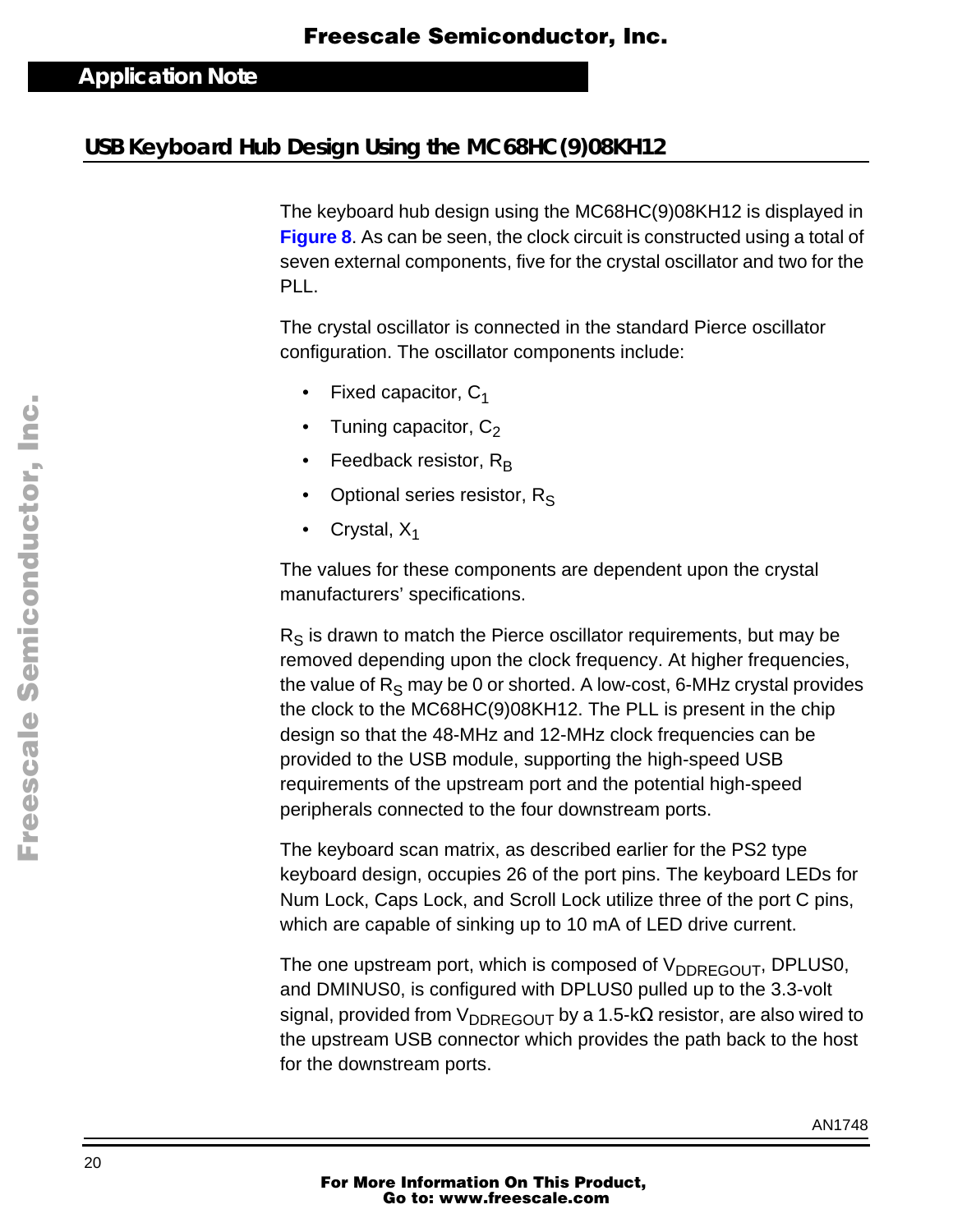## USB Keyboard Hub Design Using the MC68HC(9)08KH12

The keyboard hub design using the MC68HC(9)08KH12 is displayed in **Figure 8**. As can be seen, the clock circuit is constructed using a total of seven external components, five for the crystal oscillator and two for the PLL.

The crystal oscillator is connected in the standard Pierce oscillator configuration. The oscillator components include:

- Fixed capacitor, $C_1$
- Tuning capacitor, $C_2$
- Feedback resistor, $R_B$
- Optional series resistor, $R_S$
- Crystal, $X_1$

The values for these components are dependent upon the crystal manufacturers' specifications.

$R_S$ is drawn to match the Pierce oscillator requirements, but may be removed depending upon the clock frequency. At higher frequencies, the value of $R_S$ may be 0 or shorted. A low-cost, 6-MHz crystal provides the clock to the MC68HC(9)08KH12. The PLL is present in the chip design so that the 48-MHz and 12-MHz clock frequencies can be provided to the USB module, supporting the high-speed USB requirements of the upstream port and the potential high-speed peripherals connected to the four downstream ports.

The keyboard scan matrix, as described earlier for the PS2 type keyboard design, occupies 26 of the port pins. The keyboard LEDs for Num Lock, Caps Lock, and Scroll Lock utilize three of the port C pins, which are capable of sinking up to 10 mA of LED drive current.

The one upstream port, which is composed of $V_{DDREGOUT}$, DPLUS0, and DMINUS0, is configured with DPLUS0 pulled up to the 3.3-volt signal, provided from $V_{DDREGOUT}$ by a 1.5-kΩ resistor, are also wired to the upstream USB connector which provides the path back to the host for the downstream ports.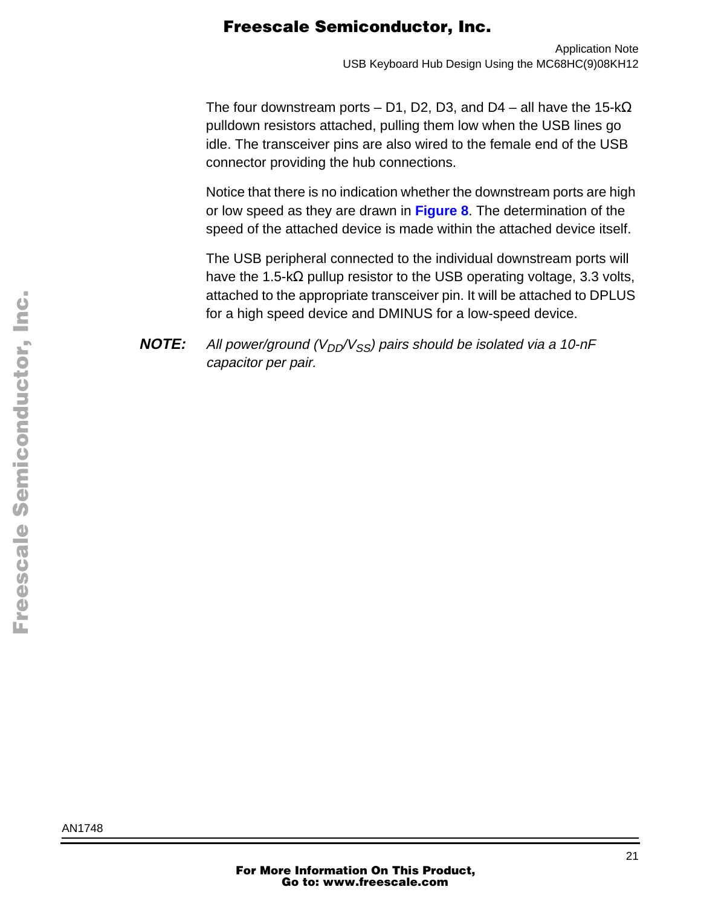The four downstream ports – D1, D2, D3, and D4 – all have the 15-kΩ pulldown resistors attached, pulling them low when the USB lines go idle. The transceiver pins are also wired to the female end of the USB connector providing the hub connections.

Notice that there is no indication whether the downstream ports are high or low speed as they are drawn in **Figure 8**. The determination of the speed of the attached device is made within the attached device itself.

The USB peripheral connected to the individual downstream ports will have the 1.5-kΩ pullup resistor to the USB operating voltage, 3.3 volts, attached to the appropriate transceiver pin. It will be attached to DPLUS for a high speed device and DMINUS for a low-speed device.

***NOTE:*** *All power/ground ($V_{DD}$/$V_{SS}$) pairs should be isolated via a 10-nF capacitor per pair.*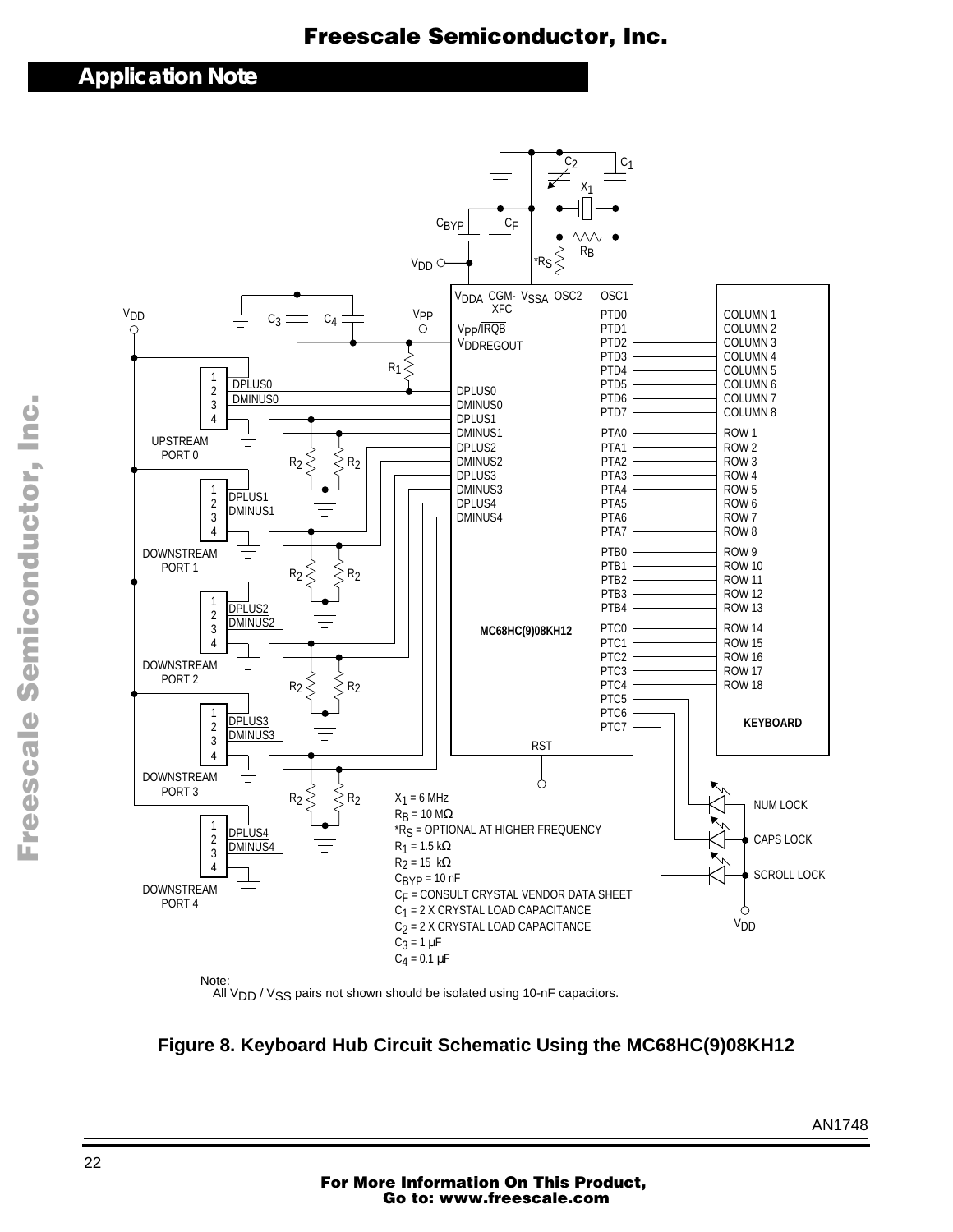$X_1$ = 6 MHz
$R_B$ = 10 MΩ
$*R_S$ = OPTIONAL AT HIGHER FREQUENCY
$R_1$ = 1.5 kΩ
$R_2$ = 15 kΩ
$C_{BYP}$ = 10 nF
$C_F$ = CONSULT CRYSTAL VENDOR DATA SHEET
$C_1$ = 2 X CRYSTAL LOAD CAPACITANCE
$C_2$ = 2 X CRYSTAL LOAD CAPACITANCE
$C_3$ = 1 µF
$C_4$ = 0.1 µF

Note:
All $V_{DD}$ / $V_{SS}$ pairs not shown should be isolated using 10-nF capacitors.

**Figure 8. Keyboard Hub Circuit Schematic Using the MC68HC(9)08KH12**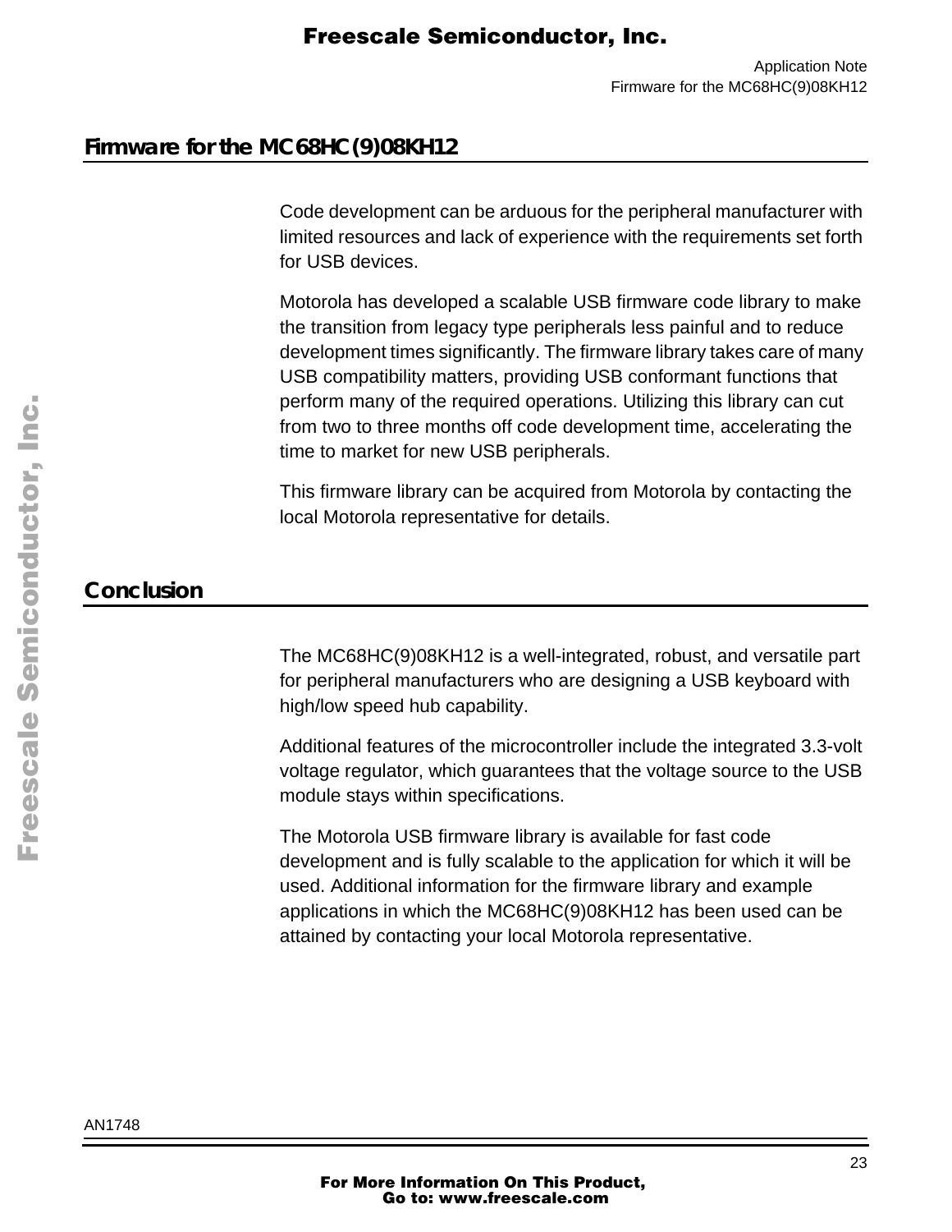## Firmware for the MC68HC(9)08KH12

Code development can be arduous for the peripheral manufacturer with limited resources and lack of experience with the requirements set forth for USB devices.

Motorola has developed a scalable USB firmware code library to make the transition from legacy type peripherals less painful and to reduce development times significantly. The firmware library takes care of many USB compatibility matters, providing USB conformant functions that perform many of the required operations. Utilizing this library can cut from two to three months off code development time, accelerating the time to market for new USB peripherals.

This firmware library can be acquired from Motorola by contacting the local Motorola representative for details.

## Conclusion

The MC68HC(9)08KH12 is a well-integrated, robust, and versatile part for peripheral manufacturers who are designing a USB keyboard with high/low speed hub capability.

Additional features of the microcontroller include the integrated 3.3-volt voltage regulator, which guarantees that the voltage source to the USB module stays within specifications.

The Motorola USB firmware library is available for fast code development and is fully scalable to the application for which it will be used. Additional information for the firmware library and example applications in which the MC68HC(9)08KH12 has been used can be attained by contacting your local Motorola representative.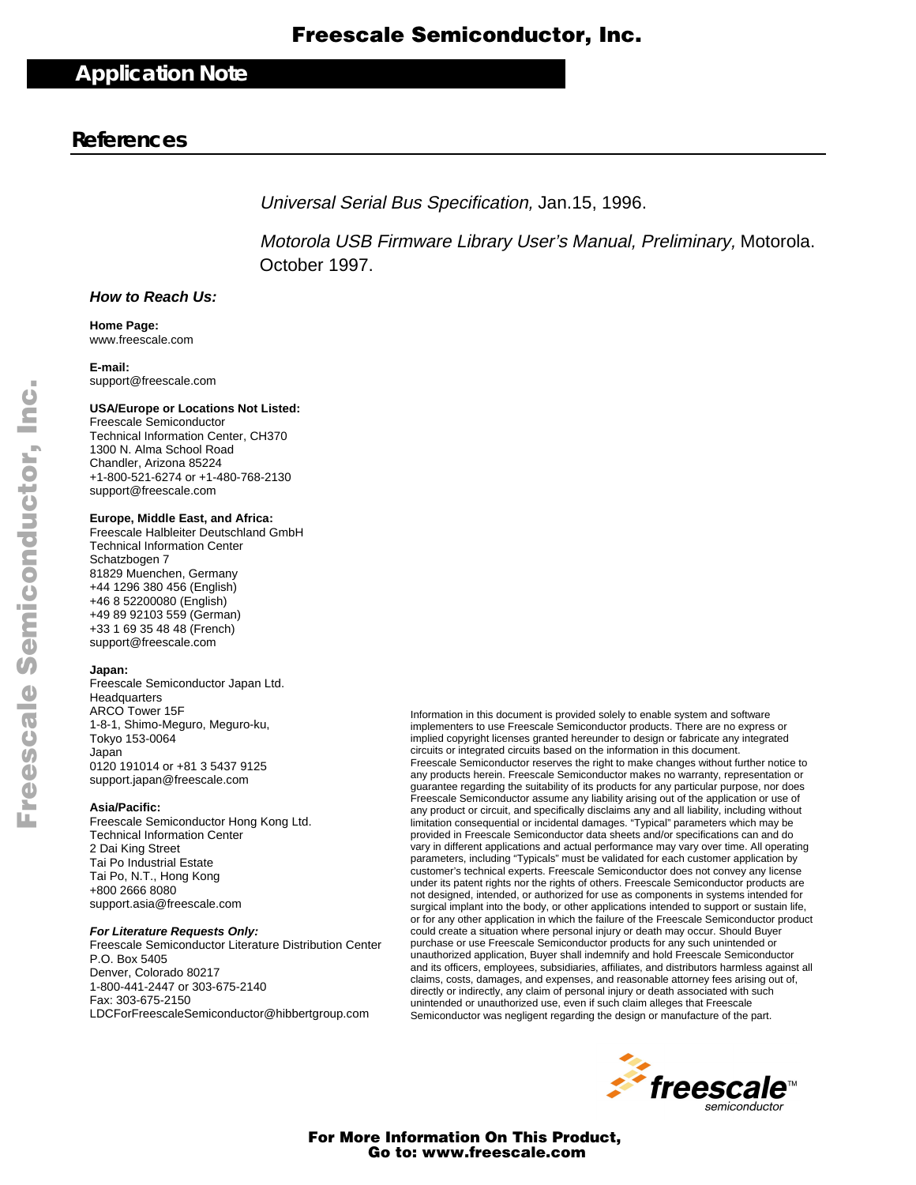## References

*Universal Serial Bus Specification,* Jan.15, 1996.

*Motorola USB Firmware Library User's Manual, Preliminary,* Motorola. October 1997.

***How to Reach Us:***

**Home Page:**
www.freescale.com

**E-mail:**
support@freescale.com

**USA/Europe or Locations Not Listed:**
Freescale Semiconductor
Technical Information Center, CH370
1300 N. Alma School Road
Chandler, Arizona 85224
+1-800-521-6274 or +1-480-768-2130
support@freescale.com

**Europe, Middle East, and Africa:**
Freescale Halbleiter Deutschland GmbH
Technical Information Center
Schatzbogen 7
81829 Muenchen, Germany
+44 1296 380 456 (English)
+46 8 52200080 (English)
+49 89 92103 559 (German)
+33 1 69 35 48 48 (French)
support@freescale.com

**Japan:**
Freescale Semiconductor Japan Ltd.
Headquarters
ARCO Tower 15F
1-8-1, Shimo-Meguro, Meguro-ku,
Tokyo 153-0064
Japan
0120 191014 or +81 3 5437 9125
support.japan@freescale.com

**Asia/Pacific:**
Freescale Semiconductor Hong Kong Ltd.
Technical Information Center
2 Dai King Street
Tai Po Industrial Estate
Tai Po, N.T., Hong Kong
+800 2666 8080
support.asia@freescale.com

***For Literature Requests Only:***
Freescale Semiconductor Literature Distribution Center
P.O. Box 5405
Denver, Colorado 80217
1-800-441-2447 or 303-675-2140
Fax: 303-675-2150
LDCForFreescaleSemiconductor@hibbertgroup.com

Information in this document is provided solely to enable system and software implementers to use Freescale Semiconductor products. There are no express or implied copyright licenses granted hereunder to design or fabricate any integrated circuits or integrated circuits based on the information in this document.
Freescale Semiconductor reserves the right to make changes without further notice to any products herein. Freescale Semiconductor makes no warranty, representation or guarantee regarding the suitability of its products for any particular purpose, nor does Freescale Semiconductor assume any liability arising out of the application or use of any product or circuit, and specifically disclaims any and all liability, including without limitation consequential or incidental damages. "Typical" parameters which may be provided in Freescale Semiconductor data sheets and/or specifications can and do vary in different applications and actual performance may vary over time. All operating parameters, including "Typicals" must be validated for each customer application by customer's technical experts. Freescale Semiconductor does not convey any license under its patent rights nor the rights of others. Freescale Semiconductor products are not designed, intended, or authorized for use as components in systems intended for surgical implant into the body, or other applications intended to support or sustain life, or for any other application in which the failure of the Freescale Semiconductor product could create a situation where personal injury or death may occur. Should Buyer purchase or use Freescale Semiconductor products for any such unintended or unauthorized application, Buyer shall indemnify and hold Freescale Semiconductor and its officers, employees, subsidiaries, affiliates, and distributors harmless against all claims, costs, damages, and expenses, and reasonable attorney fees arising out of, directly or indirectly, any claim of personal injury or death associated with such unintended or unauthorized use, even if such claim alleges that Freescale Semiconductor was negligent regarding the design or manufacture of the part.

freescale™ semiconductor

**For More Information On This Product, Go to: www.freescale.com**